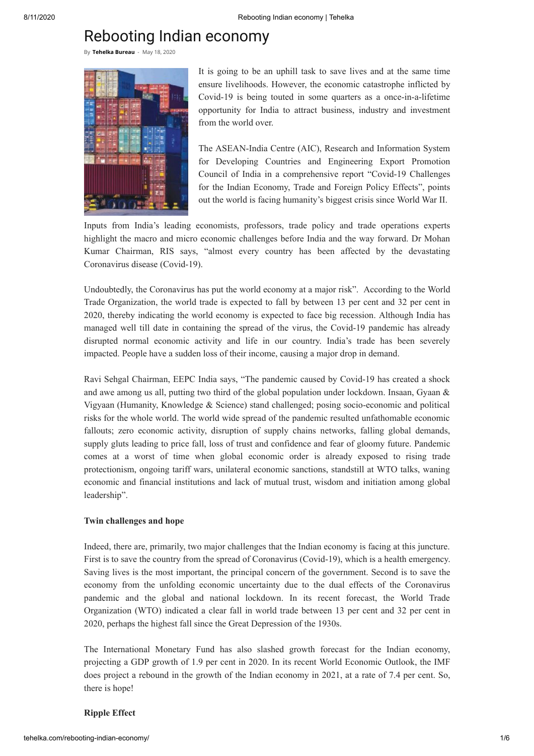# Rebooting Indian economy

By **Tehelka Bureau** - May 18, 2020

It is going to be an uphill task to save lives and at the same time ensure livelihoods. However, the economic catastrophe inflicted by Covid-19 is being touted in some quarters as a once-in-a-lifetime opportunity for India to attract business, industry and investment from the world over.

The ASEAN-India Centre (AIC), Research and Information System for Developing Countries and Engineering Export Promotion Council of India in a comprehensive report "Covid-19 Challenges for the Indian Economy, Trade and Foreign Policy Effects", points out the world is facing humanity's biggest crisis since World War II.

Inputs from India's leading economists, professors, trade policy and trade operations experts highlight the macro and micro economic challenges before India and the way forward. Dr Mohan Kumar Chairman, RIS says, "almost every country has been affected by the devastating Coronavirus disease (Covid-19).

Undoubtedly, the Coronavirus has put the world economy at a major risk". According to the World Trade Organization, the world trade is expected to fall by between 13 per cent and 32 per cent in 2020, thereby indicating the world economy is expected to face big recession. Although India has managed well till date in containing the spread of the virus, the Covid-19 pandemic has already disrupted normal economic activity and life in our country. India's trade has been severely impacted. People have a sudden loss of their income, causing a major drop in demand.

Ravi Sehgal Chairman, EEPC India says, "The pandemic caused by Covid-19 has created a shock and awe among us all, putting two third of the global population under lockdown. Insaan, Gyaan & Vigyaan (Humanity, Knowledge & Science) stand challenged; posing socio-economic and political risks for the whole world. The world wide spread of the pandemic resulted unfathomable economic fallouts; zero economic activity, disruption of supply chains networks, falling global demands, supply gluts leading to price fall, loss of trust and confidence and fear of gloomy future. Pandemic comes at a worst of time when global economic order is already exposed to rising trade protectionism, ongoing tariff wars, unilateral economic sanctions, standstill at WTO talks, waning economic and financial institutions and lack of mutual trust, wisdom and initiation among global leadership".

**Twin challenges and hope**

Indeed, there are, primarily, two major challenges that the Indian economy is facing at this juncture. First is to save the country from the spread of Coronavirus (Covid-19), which is a health emergency. Saving lives is the most important, the principal concern of the government. Second is to save the economy from the unfolding economic uncertainty due to the dual effects of the Coronavirus pandemic and the global and national lockdown. In its recent forecast, the World Trade Organization (WTO) indicated a clear fall in world trade between 13 per cent and 32 per cent in 2020, perhaps the highest fall since the Great Depression of the 1930s.

The International Monetary Fund has also slashed growth forecast for the Indian economy, projecting a GDP growth of 1.9 per cent in 2020. In its recent World Economic Outlook, the IMF does project a rebound in the growth of the Indian economy in 2021, at a rate of 7.4 per cent. So, there is hope!

**Ripple Effect**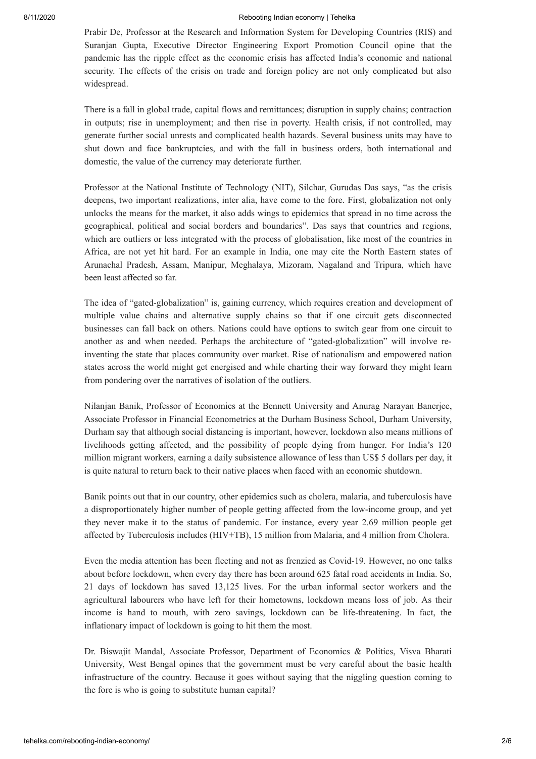Prabir De, Professor at the Research and Information System for Developing Countries (RIS) and Suranjan Gupta, Executive Director Engineering Export Promotion Council opine that the pandemic has the ripple effect as the economic crisis has affected India's economic and national security. The effects of the crisis on trade and foreign policy are not only complicated but also widespread.

There is a fall in global trade, capital flows and remittances; disruption in supply chains; contraction in outputs; rise in unemployment; and then rise in poverty. Health crisis, if not controlled, may generate further social unrests and complicated health hazards. Several business units may have to shut down and face bankruptcies, and with the fall in business orders, both international and domestic, the value of the currency may deteriorate further.

Professor at the National Institute of Technology (NIT), Silchar, Gurudas Das says, "as the crisis deepens, two important realizations, inter alia, have come to the fore. First, globalization not only unlocks the means for the market, it also adds wings to epidemics that spread in no time across the geographical, political and social borders and boundaries". Das says that countries and regions, which are outliers or less integrated with the process of globalisation, like most of the countries in Africa, are not yet hit hard. For an example in India, one may cite the North Eastern states of Arunachal Pradesh, Assam, Manipur, Meghalaya, Mizoram, Nagaland and Tripura, which have been least affected so far.

The idea of "gated-globalization" is, gaining currency, which requires creation and development of multiple value chains and alternative supply chains so that if one circuit gets disconnected businesses can fall back on others. Nations could have options to switch gear from one circuit to another as and when needed. Perhaps the architecture of "gated-globalization" will involve re-inventing the state that places community over market. Rise of nationalism and empowered nation states across the world might get energised and while charting their way forward they might learn from pondering over the narratives of isolation of the outliers.

Nilanjan Banik, Professor of Economics at the Bennett University and Anurag Narayan Banerjee, Associate Professor in Financial Econometrics at the Durham Business School, Durham University, Durham say that although social distancing is important, however, lockdown also means millions of livelihoods getting affected, and the possibility of people dying from hunger. For India's 120 million migrant workers, earning a daily subsistence allowance of less than US$ 5 dollars per day, it is quite natural to return back to their native places when faced with an economic shutdown.

Banik points out that in our country, other epidemics such as cholera, malaria, and tuberculosis have a disproportionately higher number of people getting affected from the low-income group, and yet they never make it to the status of pandemic. For instance, every year 2.69 million people get affected by Tuberculosis includes (HIV+TB), 15 million from Malaria, and 4 million from Cholera.

Even the media attention has been fleeting and not as frenzied as Covid-19. However, no one talks about before lockdown, when every day there has been around 625 fatal road accidents in India. So, 21 days of lockdown has saved 13,125 lives. For the urban informal sector workers and the agricultural labourers who have left for their hometowns, lockdown means loss of job. As their income is hand to mouth, with zero savings, lockdown can be life-threatening. In fact, the inflationary impact of lockdown is going to hit them the most.

Dr. Biswajit Mandal, Associate Professor, Department of Economics & Politics, Visva Bharati University, West Bengal opines that the government must be very careful about the basic health infrastructure of the country. Because it goes without saying that the niggling question coming to the fore is who is going to substitute human capital?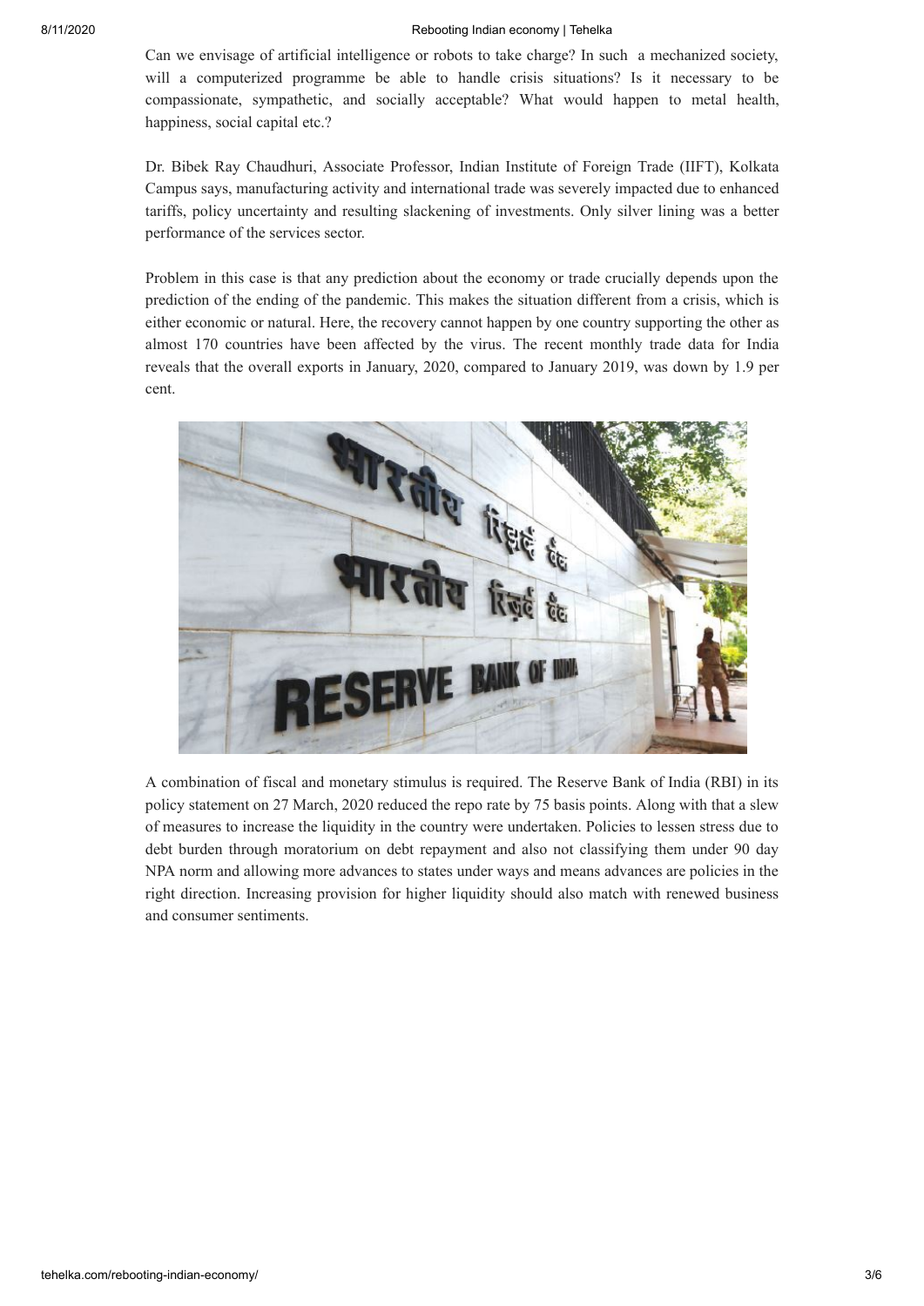Can we envisage of artificial intelligence or robots to take charge? In such a mechanized society, will a computerized programme be able to handle crisis situations? Is it necessary to be compassionate, sympathetic, and socially acceptable? What would happen to metal health, happiness, social capital etc.?

Dr. Bibek Ray Chaudhuri, Associate Professor, Indian Institute of Foreign Trade (IIFT), Kolkata Campus says, manufacturing activity and international trade was severely impacted due to enhanced tariffs, policy uncertainty and resulting slackening of investments. Only silver lining was a better performance of the services sector.

Problem in this case is that any prediction about the economy or trade crucially depends upon the prediction of the ending of the pandemic. This makes the situation different from a crisis, which is either economic or natural. Here, the recovery cannot happen by one country supporting the other as almost 170 countries have been affected by the virus. The recent monthly trade data for India reveals that the overall exports in January, 2020, compared to January 2019, was down by 1.9 per cent.

A combination of fiscal and monetary stimulus is required. The Reserve Bank of India (RBI) in its policy statement on 27 March, 2020 reduced the repo rate by 75 basis points. Along with that a slew of measures to increase the liquidity in the country were undertaken. Policies to lessen stress due to debt burden through moratorium on debt repayment and also not classifying them under 90 day NPA norm and allowing more advances to states under ways and means advances are policies in the right direction. Increasing provision for higher liquidity should also match with renewed business and consumer sentiments.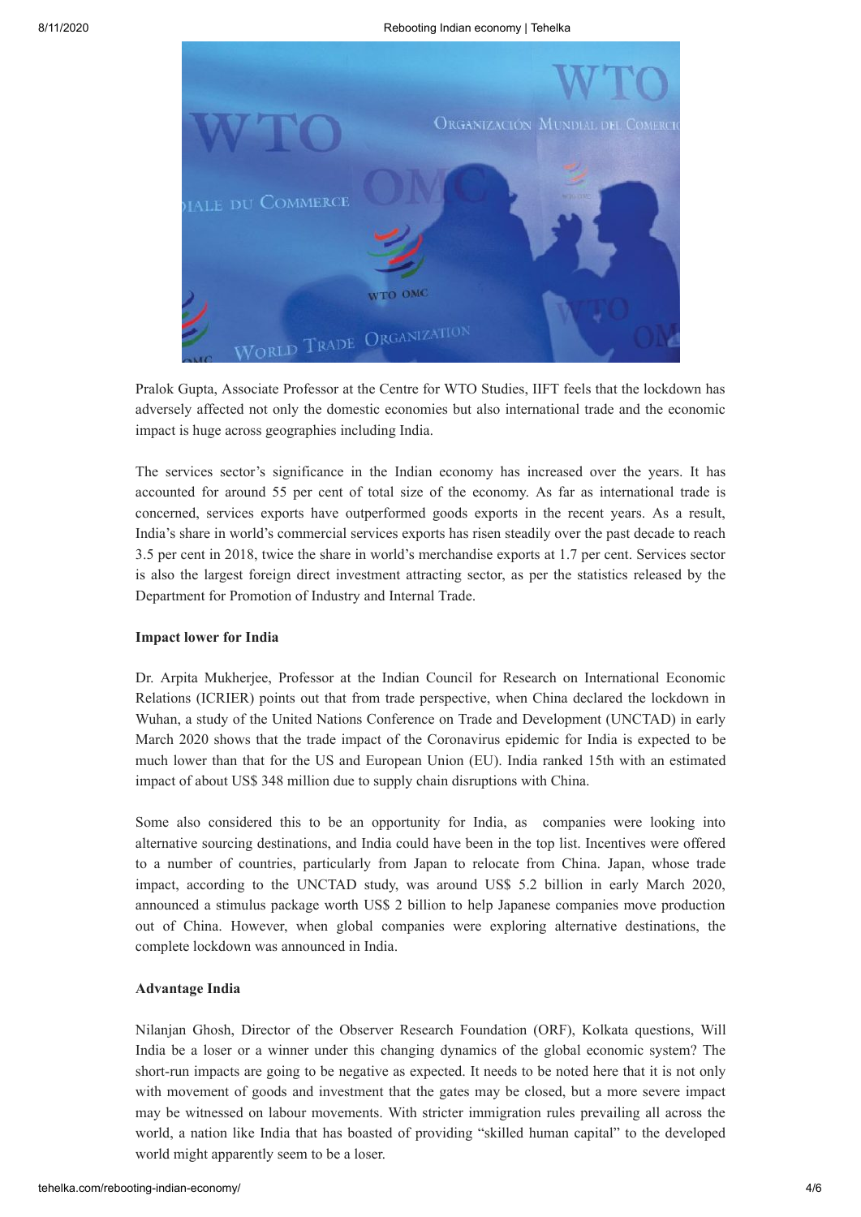Pralok Gupta, Associate Professor at the Centre for WTO Studies, IIFT feels that the lockdown has adversely affected not only the domestic economies but also international trade and the economic impact is huge across geographies including India.

The services sector's significance in the Indian economy has increased over the years. It has accounted for around 55 per cent of total size of the economy. As far as international trade is concerned, services exports have outperformed goods exports in the recent years. As a result, India's share in world's commercial services exports has risen steadily over the past decade to reach 3.5 per cent in 2018, twice the share in world's merchandise exports at 1.7 per cent. Services sector is also the largest foreign direct investment attracting sector, as per the statistics released by the Department for Promotion of Industry and Internal Trade.

**Impact lower for India**

Dr. Arpita Mukherjee, Professor at the Indian Council for Research on International Economic Relations (ICRIER) points out that from trade perspective, when China declared the lockdown in Wuhan, a study of the United Nations Conference on Trade and Development (UNCTAD) in early March 2020 shows that the trade impact of the Coronavirus epidemic for India is expected to be much lower than that for the US and European Union (EU). India ranked 15th with an estimated impact of about US$ 348 million due to supply chain disruptions with China.

Some also considered this to be an opportunity for India, as companies were looking into alternative sourcing destinations, and India could have been in the top list. Incentives were offered to a number of countries, particularly from Japan to relocate from China. Japan, whose trade impact, according to the UNCTAD study, was around US$ 5.2 billion in early March 2020, announced a stimulus package worth US$ 2 billion to help Japanese companies move production out of China. However, when global companies were exploring alternative destinations, the complete lockdown was announced in India.

**Advantage India**

Nilanjan Ghosh, Director of the Observer Research Foundation (ORF), Kolkata questions, Will India be a loser or a winner under this changing dynamics of the global economic system? The short-run impacts are going to be negative as expected. It needs to be noted here that it is not only with movement of goods and investment that the gates may be closed, but a more severe impact may be witnessed on labour movements. With stricter immigration rules prevailing all across the world, a nation like India that has boasted of providing "skilled human capital" to the developed world might apparently seem to be a loser.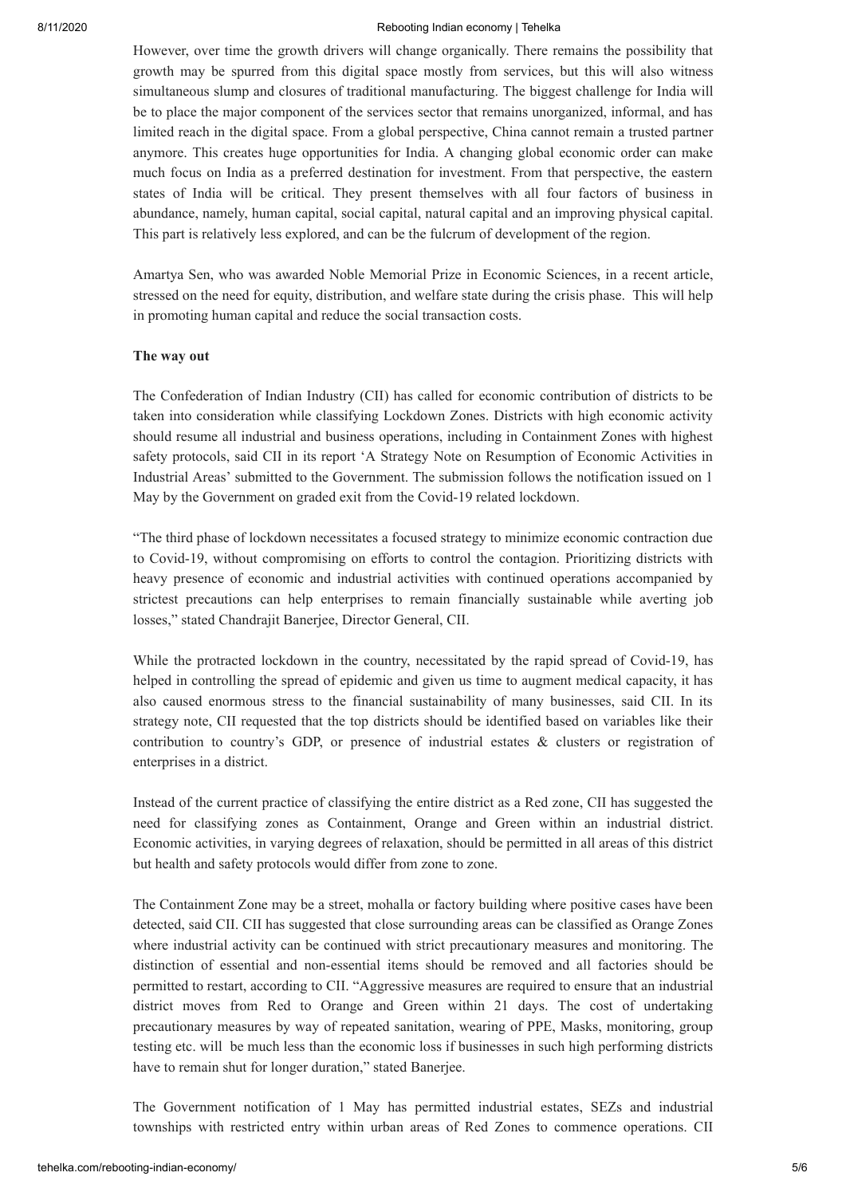However, over time the growth drivers will change organically. There remains the possibility that growth may be spurred from this digital space mostly from services, but this will also witness simultaneous slump and closures of traditional manufacturing. The biggest challenge for India will be to place the major component of the services sector that remains unorganized, informal, and has limited reach in the digital space. From a global perspective, China cannot remain a trusted partner anymore. This creates huge opportunities for India. A changing global economic order can make much focus on India as a preferred destination for investment. From that perspective, the eastern states of India will be critical. They present themselves with all four factors of business in abundance, namely, human capital, social capital, natural capital and an improving physical capital. This part is relatively less explored, and can be the fulcrum of development of the region.

Amartya Sen, who was awarded Noble Memorial Prize in Economic Sciences, in a recent article, stressed on the need for equity, distribution, and welfare state during the crisis phase. This will help in promoting human capital and reduce the social transaction costs.

**The way out**

The Confederation of Indian Industry (CII) has called for economic contribution of districts to be taken into consideration while classifying Lockdown Zones. Districts with high economic activity should resume all industrial and business operations, including in Containment Zones with highest safety protocols, said CII in its report 'A Strategy Note on Resumption of Economic Activities in Industrial Areas' submitted to the Government. The submission follows the notification issued on 1 May by the Government on graded exit from the Covid-19 related lockdown.

"The third phase of lockdown necessitates a focused strategy to minimize economic contraction due to Covid-19, without compromising on efforts to control the contagion. Prioritizing districts with heavy presence of economic and industrial activities with continued operations accompanied by strictest precautions can help enterprises to remain financially sustainable while averting job losses," stated Chandrajit Banerjee, Director General, CII.

While the protracted lockdown in the country, necessitated by the rapid spread of Covid-19, has helped in controlling the spread of epidemic and given us time to augment medical capacity, it has also caused enormous stress to the financial sustainability of many businesses, said CII. In its strategy note, CII requested that the top districts should be identified based on variables like their contribution to country's GDP, or presence of industrial estates & clusters or registration of enterprises in a district.

Instead of the current practice of classifying the entire district as a Red zone, CII has suggested the need for classifying zones as Containment, Orange and Green within an industrial district. Economic activities, in varying degrees of relaxation, should be permitted in all areas of this district but health and safety protocols would differ from zone to zone.

The Containment Zone may be a street, mohalla or factory building where positive cases have been detected, said CII. CII has suggested that close surrounding areas can be classified as Orange Zones where industrial activity can be continued with strict precautionary measures and monitoring. The distinction of essential and non-essential items should be removed and all factories should be permitted to restart, according to CII. "Aggressive measures are required to ensure that an industrial district moves from Red to Orange and Green within 21 days. The cost of undertaking precautionary measures by way of repeated sanitation, wearing of PPE, Masks, monitoring, group testing etc. will be much less than the economic loss if businesses in such high performing districts have to remain shut for longer duration," stated Banerjee.

The Government notification of 1 May has permitted industrial estates, SEZs and industrial townships with restricted entry within urban areas of Red Zones to commence operations. CII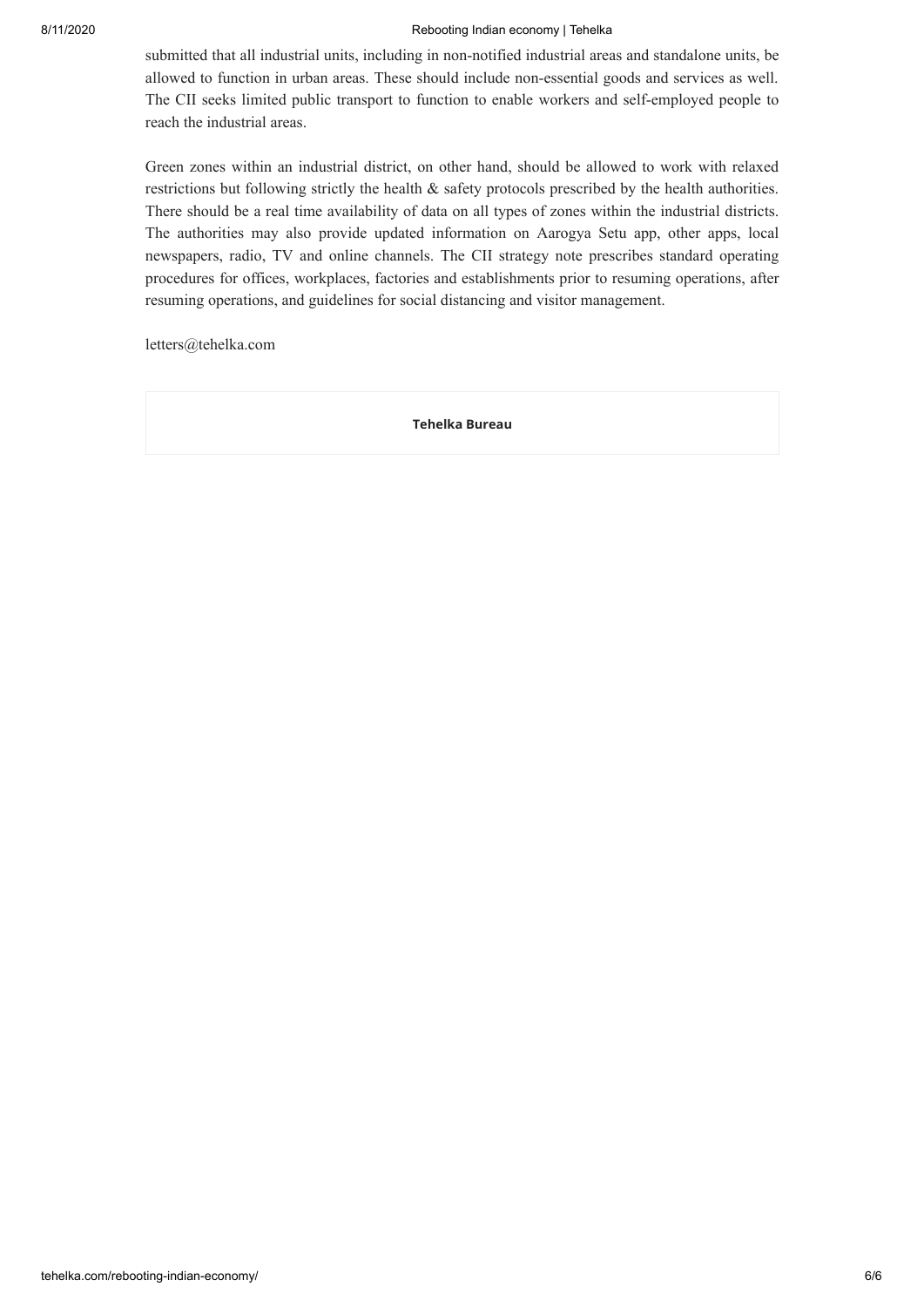submitted that all industrial units, including in non-notified industrial areas and standalone units, be allowed to function in urban areas. These should include non-essential goods and services as well. The CII seeks limited public transport to function to enable workers and self-employed people to reach the industrial areas.

Green zones within an industrial district, on other hand, should be allowed to work with relaxed restrictions but following strictly the health & safety protocols prescribed by the health authorities. There should be a real time availability of data on all types of zones within the industrial districts. The authorities may also provide updated information on Aarogya Setu app, other apps, local newspapers, radio, TV and online channels. The CII strategy note prescribes standard operating procedures for offices, workplaces, factories and establishments prior to resuming operations, after resuming operations, and guidelines for social distancing and visitor management.

letters@tehelka.com

**Tehelka Bureau**